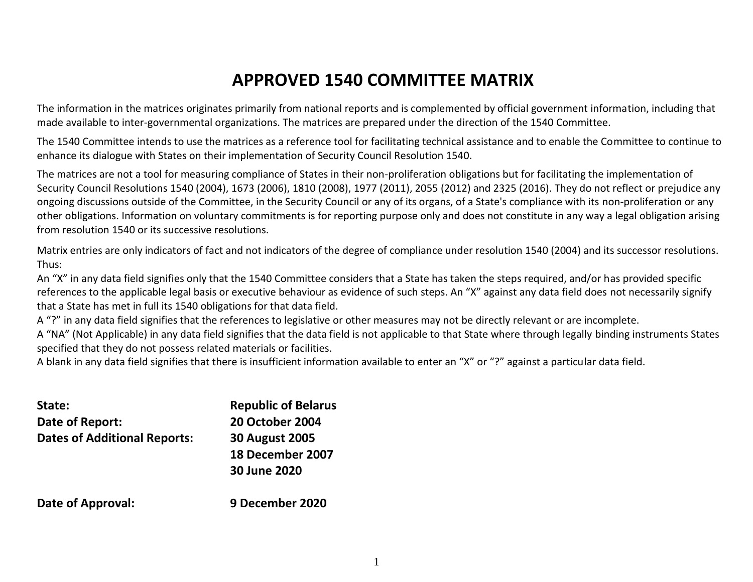# APPROVED 1540 COMMITTEE MATRIX

The information in the matrices originates primarily from national reports and is complemented by official government information, including that made available to inter-governmental organizations. The matrices are prepared under the direction of the 1540 Committee.

The 1540 Committee intends to use the matrices as a reference tool for facilitating technical assistance and to enable the Committee to continue to enhance its dialogue with States on their implementation of Security Council Resolution 1540.

The matrices are not a tool for measuring compliance of States in their non-proliferation obligations but for facilitating the implementation of Security Council Resolutions 1540 (2004), 1673 (2006), 1810 (2008), 1977 (2011), 2055 (2012) and 2325 (2016). They do not reflect or prejudice any ongoing discussions outside of the Committee, in the Security Council or any of its organs, of a State's compliance with its non-proliferation or any other obligations. Information on voluntary commitments is for reporting purpose only and does not constitute in any way a legal obligation arising from resolution 1540 or its successive resolutions.

Matrix entries are only indicators of fact and not indicators of the degree of compliance under resolution 1540 (2004) and its successor resolutions. Thus:

An "X" in any data field signifies only that the 1540 Committee considers that a State has taken the steps required, and/or has provided specific references to the applicable legal basis or executive behaviour as evidence of such steps. An "X" against any data field does not necessarily signify that a State has met in full its 1540 obligations for that data field.

A "?" in any data field signifies that the references to legislative or other measures may not be directly relevant or are incomplete.

A "NA" (Not Applicable) in any data field signifies that the data field is not applicable to that State where through legally binding instruments States specified that they do not possess related materials or facilities.

A blank in any data field signifies that there is insufficient information available to enter an "X" or "?" against a particular data field.

**State:** **Republic of Belarus**

**Date of Report:** **20 October 2004**

**Dates of Additional Reports:** **30 August 2005**
**18 December 2007**
**30 June 2020**

**Date of Approval:** **9 December 2020**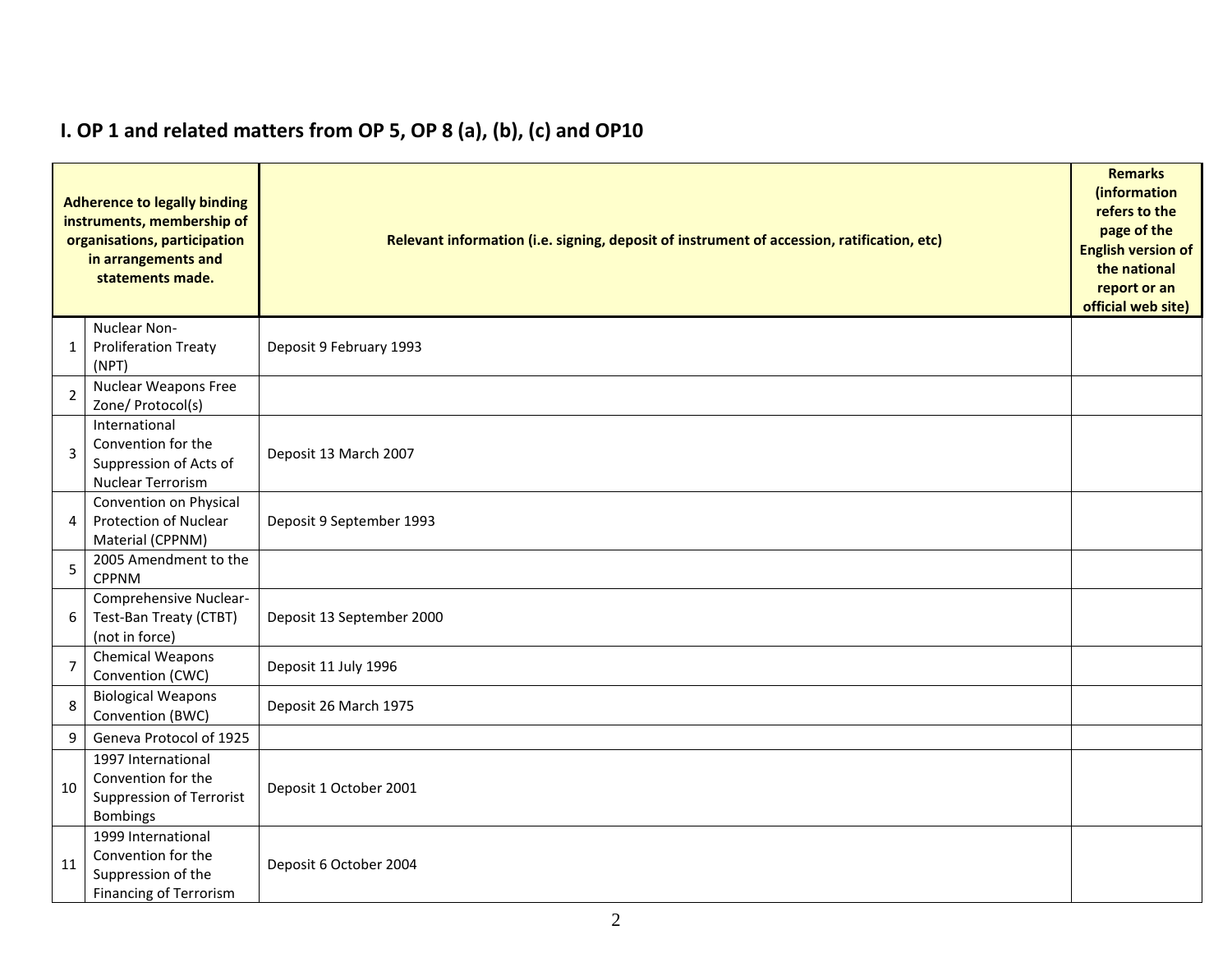## I. OP 1 and related matters from OP 5, OP 8 (a), (b), (c) and OP10

| Adherence to legally binding instruments, membership of organisations, participation in arrangements and statements made. | | Relevant information (i.e. signing, deposit of instrument of accession, ratification, etc) | Remarks (information refers to the page of the English version of the national report or an official web site) |
|---|---|---|---|
| 1 | Nuclear Non-Proliferation Treaty (NPT) | Deposit 9 February 1993 | |
| 2 | Nuclear Weapons Free Zone/ Protocol(s) | | |
| 3 | International Convention for the Suppression of Acts of Nuclear Terrorism | Deposit 13 March 2007 | |
| 4 | Convention on Physical Protection of Nuclear Material (CPPNM) | Deposit 9 September 1993 | |
| 5 | 2005 Amendment to the CPPNM | | |
| 6 | Comprehensive Nuclear-Test-Ban Treaty (CTBT) (not in force) | Deposit 13 September 2000 | |
| 7 | Chemical Weapons Convention (CWC) | Deposit 11 July 1996 | |
| 8 | Biological Weapons Convention (BWC) | Deposit 26 March 1975 | |
| 9 | Geneva Protocol of 1925 | | |
| 10 | 1997 International Convention for the Suppression of Terrorist Bombings | Deposit 1 October 2001 | |
| 11 | 1999 International Convention for the Suppression of the Financing of Terrorism | Deposit 6 October 2004 | |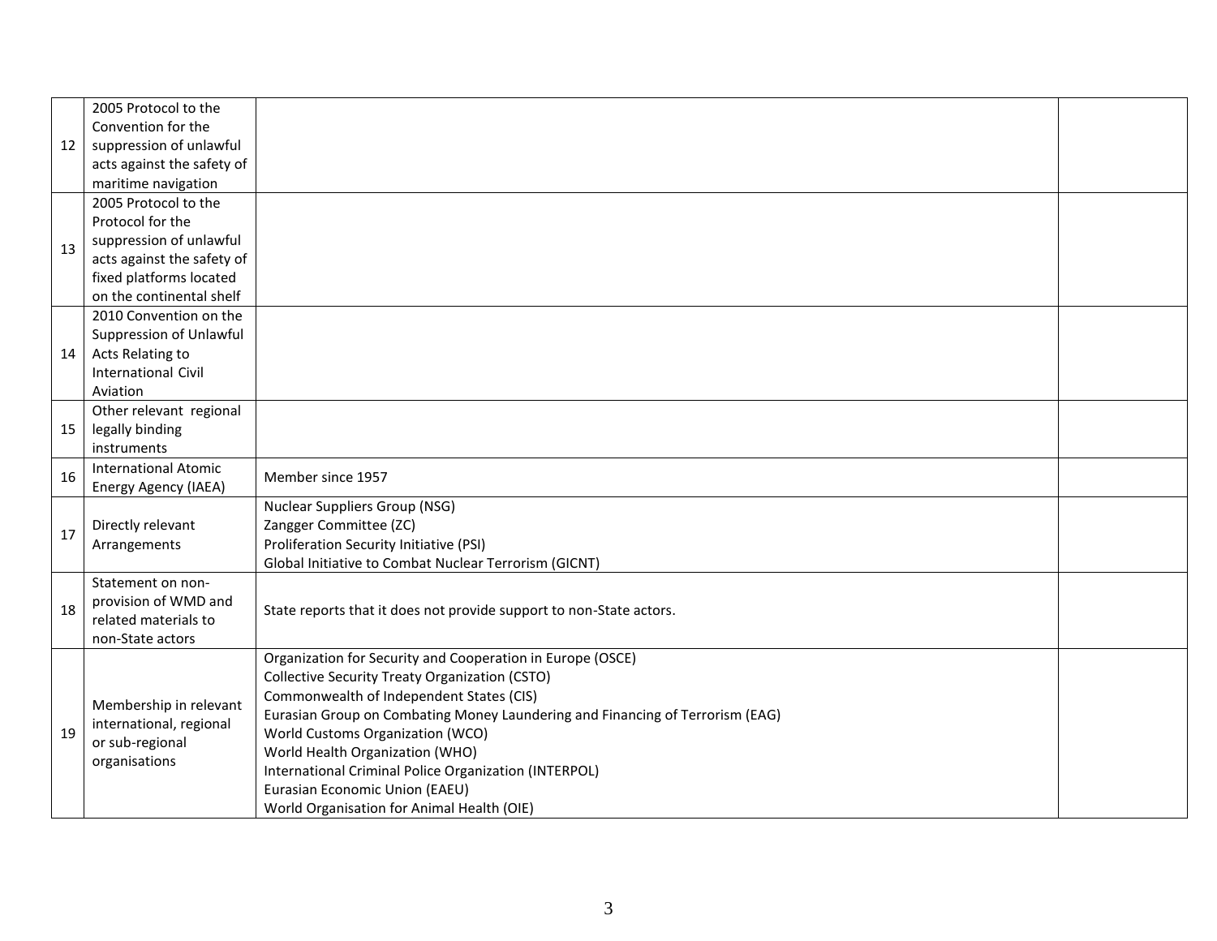| | | | |
|---|---|---|---|
| 12 | 2005 Protocol to the Convention for the suppression of unlawful acts against the safety of maritime navigation | | |
| 13 | 2005 Protocol to the Protocol for the suppression of unlawful acts against the safety of fixed platforms located on the continental shelf | | |
| 14 | 2010 Convention on the Suppression of Unlawful Acts Relating to International Civil Aviation | | |
| 15 | Other relevant regional legally binding instruments | | |
| 16 | International Atomic Energy Agency (IAEA) | Member since 1957 | |
| 17 | Directly relevant Arrangements | Nuclear Suppliers Group (NSG)<br>Zangger Committee (ZC)<br>Proliferation Security Initiative (PSI)<br>Global Initiative to Combat Nuclear Terrorism (GICNT) | |
| 18 | Statement on non-provision of WMD and related materials to non-State actors | State reports that it does not provide support to non-State actors. | |
| 19 | Membership in relevant international, regional or sub-regional organisations | Organization for Security and Cooperation in Europe (OSCE)<br>Collective Security Treaty Organization (CSTO)<br>Commonwealth of Independent States (CIS)<br>Eurasian Group on Combating Money Laundering and Financing of Terrorism (EAG)<br>World Customs Organization (WCO)<br>World Health Organization (WHO)<br>International Criminal Police Organization (INTERPOL)<br>Eurasian Economic Union (EAEU)<br>World Organisation for Animal Health (OIE) | |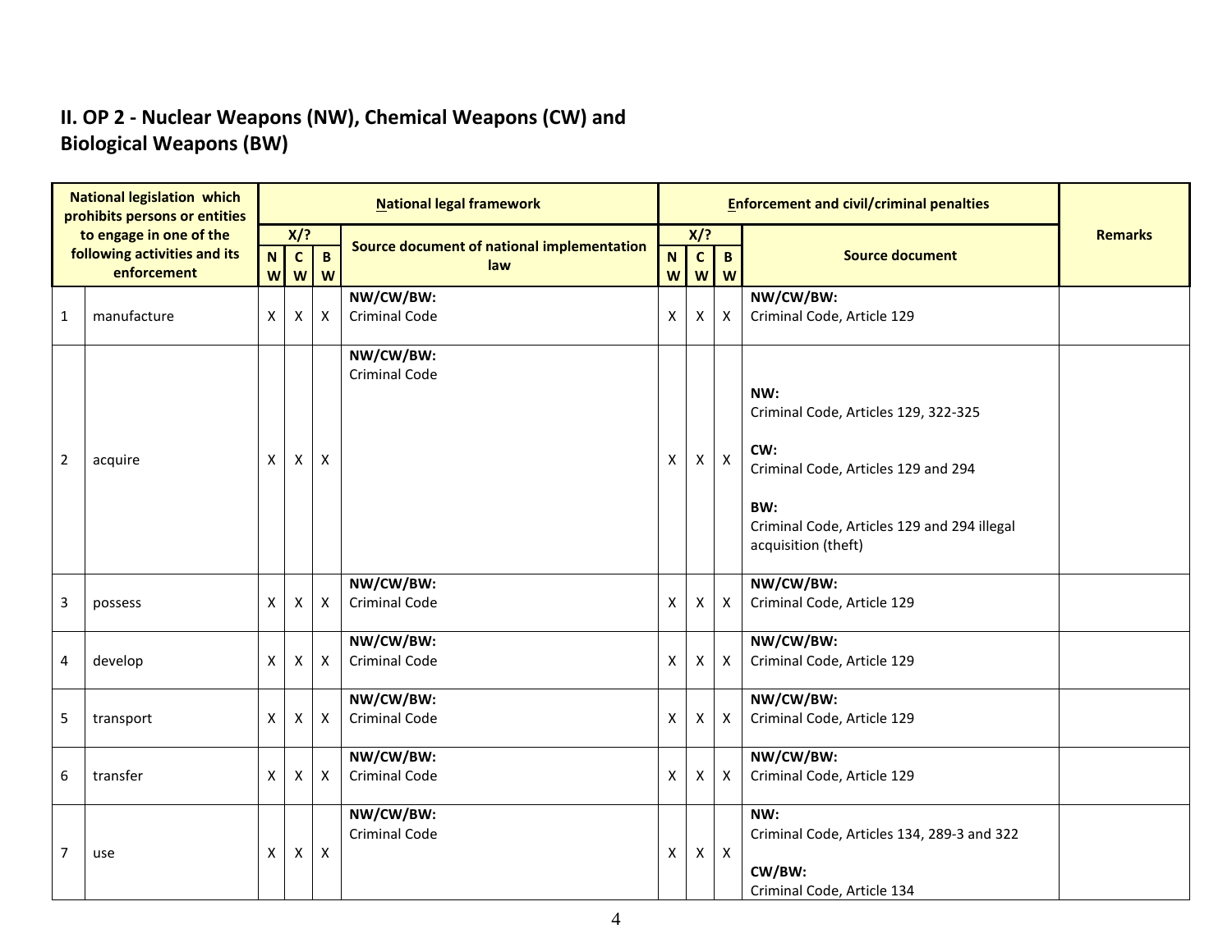## II. OP 2 - Nuclear Weapons (NW), Chemical Weapons (CW) and Biological Weapons (BW)

| National legislation which prohibits persons or entities to engage in one of the following activities and its enforcement | | National legal framework | | | | Enforcement and civil/criminal penalties | | | | Remarks |
|---|---|---|---|---|---|---|---|---|---|---|
| | | X/? | | | Source document of national implementation law | X/? | | | Source document | |
| | | NW | CW | BW | | NW | CW | BW | | |
| 1 | manufacture | X | X | X | **NW/CW/BW:** Criminal Code | X | X | X | **NW/CW/BW:** Criminal Code, Article 129 | |
| 2 | acquire | X | X | X | **NW/CW/BW:** Criminal Code | X | X | X | **NW:** Criminal Code, Articles 129, 322-325 **CW:** Criminal Code, Articles 129 and 294 **BW:** Criminal Code, Articles 129 and 294 illegal acquisition (theft) | |
| 3 | possess | X | X | X | **NW/CW/BW:** Criminal Code | X | X | X | **NW/CW/BW:** Criminal Code, Article 129 | |
| 4 | develop | X | X | X | **NW/CW/BW:** Criminal Code | X | X | X | **NW/CW/BW:** Criminal Code, Article 129 | |
| 5 | transport | X | X | X | **NW/CW/BW:** Criminal Code | X | X | X | **NW/CW/BW:** Criminal Code, Article 129 | |
| 6 | transfer | X | X | X | **NW/CW/BW:** Criminal Code | X | X | X | **NW/CW/BW:** Criminal Code, Article 129 | |
| 7 | use | X | X | X | **NW/CW/BW:** Criminal Code | X | X | X | **NW:** Criminal Code, Articles 134, 289-3 and 322 **CW/BW:** Criminal Code, Article 134 | |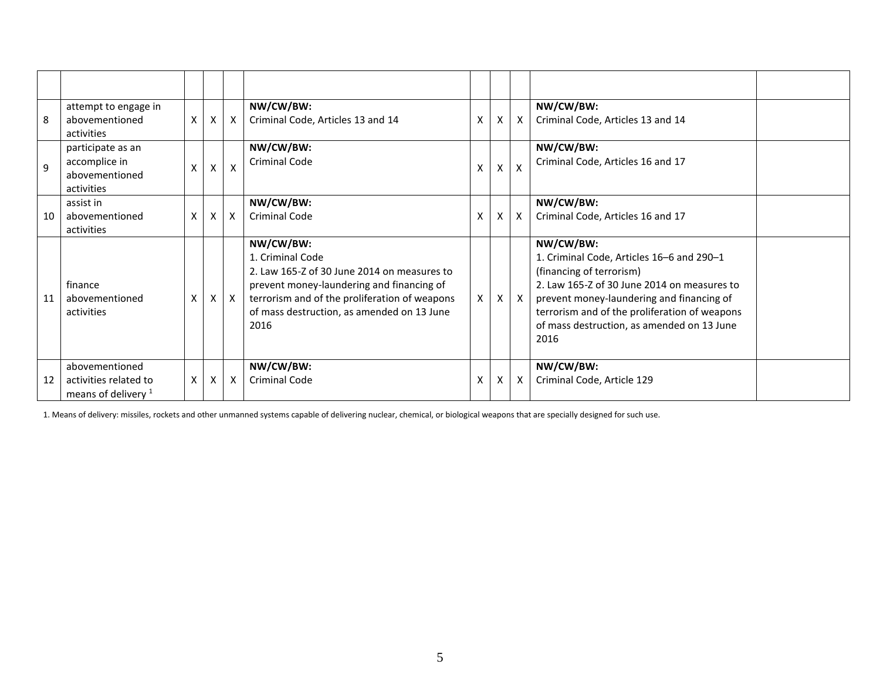| | | | | | | | | | | |
|---|---|---|---|---|---|---|---|---|---|---|
| 8 | attempt to engage in abovementioned activities | X | X | X | **NW/CW/BW:** Criminal Code, Articles 13 and 14 | X | X | X | **NW/CW/BW:** Criminal Code, Articles 13 and 14 | |
| 9 | participate as an accomplice in abovementioned activities | X | X | X | **NW/CW/BW:** Criminal Code | X | X | X | **NW/CW/BW:** Criminal Code, Articles 16 and 17 | |
| 10 | assist in abovementioned activities | X | X | X | **NW/CW/BW:** Criminal Code | X | X | X | **NW/CW/BW:** Criminal Code, Articles 16 and 17 | |
| 11 | finance abovementioned activities | X | X | X | **NW/CW/BW:** 1. Criminal Code 2. Law 165-Z of 30 June 2014 on measures to prevent money-laundering and financing of terrorism and of the proliferation of weapons of mass destruction, as amended on 13 June 2016 | X | X | X | **NW/CW/BW:** 1. Criminal Code, Articles 16–6 and 290–1 (financing of terrorism) 2. Law 165-Z of 30 June 2014 on measures to prevent money-laundering and financing of terrorism and of the proliferation of weapons of mass destruction, as amended on 13 June 2016 | |
| 12 | abovementioned activities related to means of delivery [1] | X | X | X | **NW/CW/BW:** Criminal Code | X | X | X | **NW/CW/BW:** Criminal Code, Article 129 | |

1. Means of delivery: missiles, rockets and other unmanned systems capable of delivering nuclear, chemical, or biological weapons that are specially designed for such use.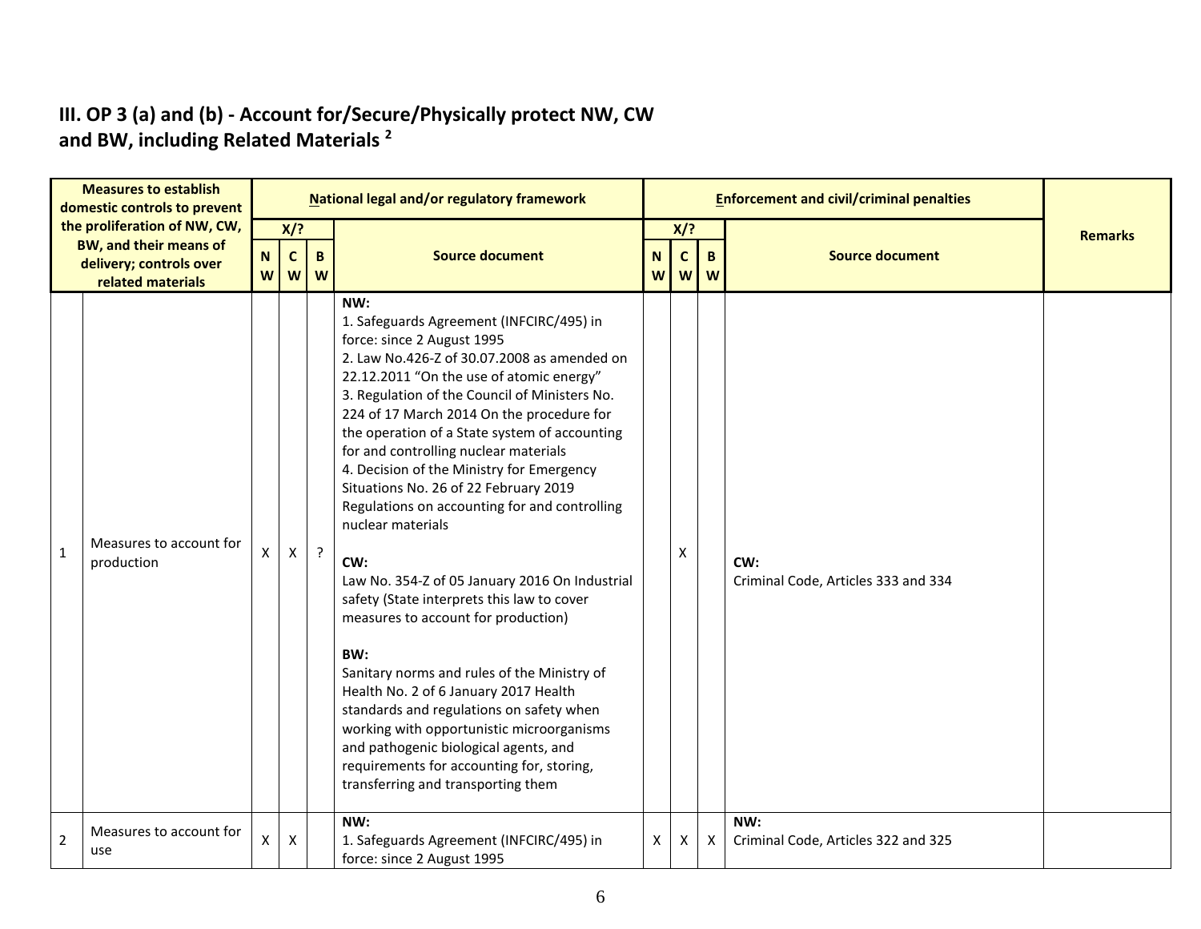## III. OP 3 (a) and (b) - Account for/Secure/Physically protect NW, CW and BW, including Related Materials [2]

| | Measures to establish domestic controls to prevent the proliferation of NW, CW, BW, and their means of delivery; controls over related materials | National legal and/or regulatory framework | | | | Enforcement and civil/criminal penalties | | | | Remarks |
|---|---|---|---|---|---|---|---|---|---|---|
| | | X/? | | | Source document | X/? | | | Source document | |
| | | NW | CW | BW | | NW | CW | BW | | |
| 1 | Measures to account for production | X | X | ? | **NW:**<br>1. Safeguards Agreement (INFCIRC/495) in force: since 2 August 1995<br>2. Law No.426-Z of 30.07.2008 as amended on 22.12.2011 "On the use of atomic energy"<br>3. Regulation of the Council of Ministers No. 224 of 17 March 2014 On the procedure for the operation of a State system of accounting for and controlling nuclear materials<br>4. Decision of the Ministry for Emergency Situations No. 26 of 22 February 2019 Regulations on accounting for and controlling nuclear materials<br><br>**CW:**<br>Law No. 354-Z of 05 January 2016 On Industrial safety (State interprets this law to cover measures to account for production)<br><br>**BW:**<br>Sanitary norms and rules of the Ministry of Health No. 2 of 6 January 2017 Health standards and regulations on safety when working with opportunistic microorganisms and pathogenic biological agents, and requirements for accounting for, storing, transferring and transporting them | | X | | **CW:**<br>Criminal Code, Articles 333 and 334 | |
| 2 | Measures to account for use | X | X | | **NW:**<br>1. Safeguards Agreement (INFCIRC/495) in force: since 2 August 1995 | X | X | X | **NW:**<br>Criminal Code, Articles 322 and 325 | |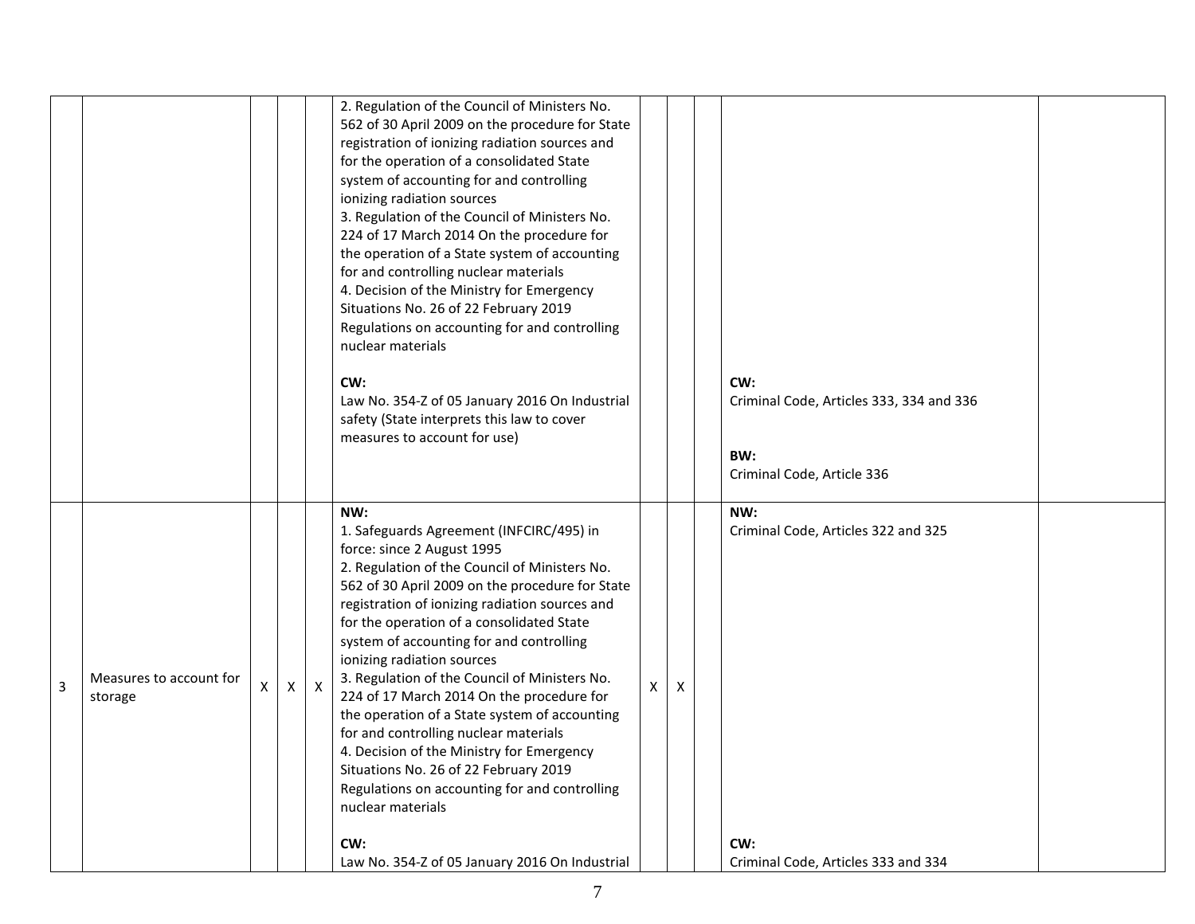|  |  |  |  |  |  |  |  |  |  |  |
|---|---|---|---|---|---|---|---|---|---|---|
|  |  |  |  |  | 2. Regulation of the Council of Ministers No. 562 of 30 April 2009 on the procedure for State registration of ionizing radiation sources and for the operation of a consolidated State system of accounting for and controlling ionizing radiation sources<br>3. Regulation of the Council of Ministers No. 224 of 17 March 2014 On the procedure for the operation of a State system of accounting for and controlling nuclear materials<br>4. Decision of the Ministry for Emergency Situations No. 26 of 22 February 2019 Regulations on accounting for and controlling nuclear materials<br><br>**CW:**<br>Law No. 354-Z of 05 January 2016 On Industrial safety (State interprets this law to cover measures to account for use) |  |  |  | **CW:**<br>Criminal Code, Articles 333, 334 and 336<br><br>**BW:**<br>Criminal Code, Article 336 |  |
| 3 | Measures to account for storage | X | X | X | **NW:**<br>1. Safeguards Agreement (INFCIRC/495) in force: since 2 August 1995<br>2. Regulation of the Council of Ministers No. 562 of 30 April 2009 on the procedure for State registration of ionizing radiation sources and for the operation of a consolidated State system of accounting for and controlling ionizing radiation sources<br>3. Regulation of the Council of Ministers No. 224 of 17 March 2014 On the procedure for the operation of a State system of accounting for and controlling nuclear materials<br>4. Decision of the Ministry for Emergency Situations No. 26 of 22 February 2019 Regulations on accounting for and controlling nuclear materials<br><br>**CW:**<br>Law No. 354-Z of 05 January 2016 On Industrial | X | X |  | **NW:**<br>Criminal Code, Articles 322 and 325<br><br>**CW:**<br>Criminal Code, Articles 333 and 334 |  |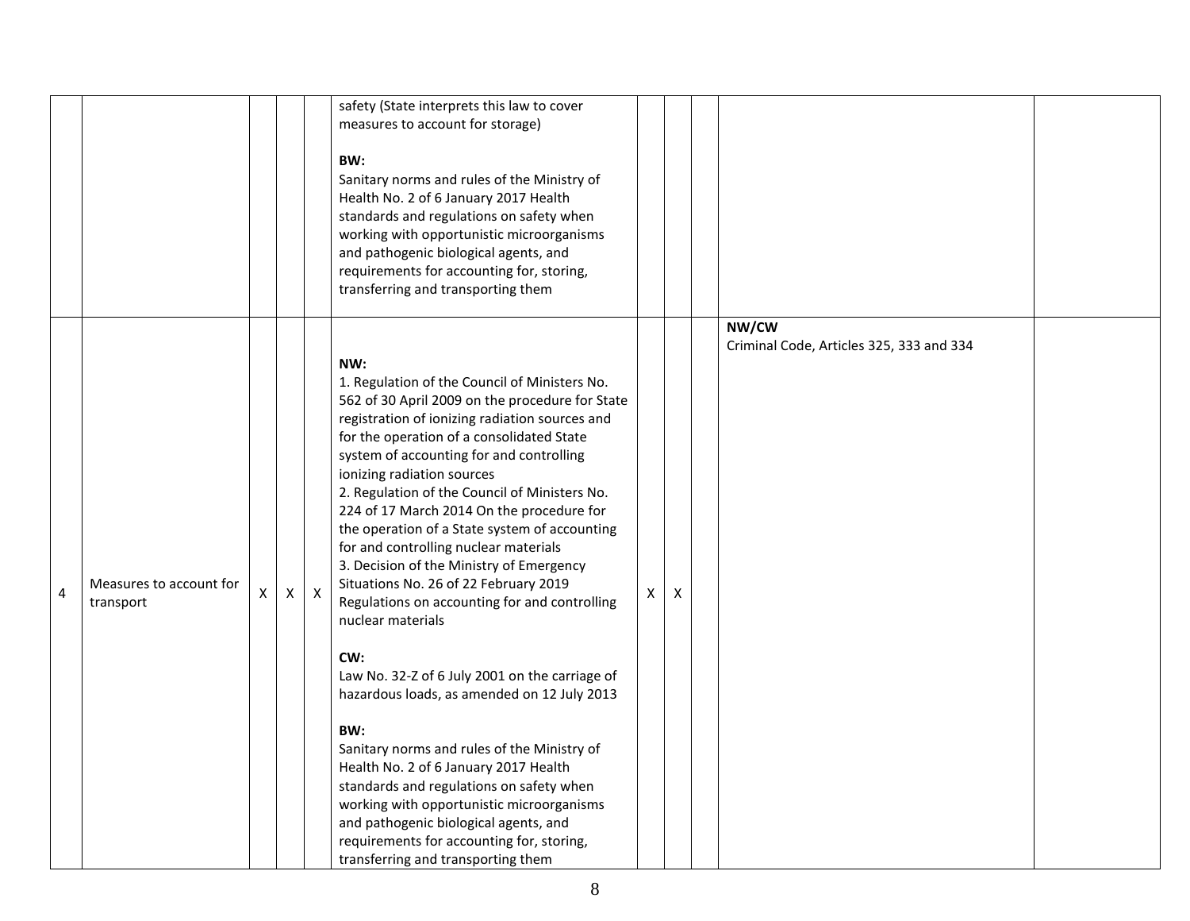| | | | | | | | | | | |
|---|---|---|---|---|---|---|---|---|---|---|
| | | | | | safety (State interprets this law to cover measures to account for storage)<br><br>**BW:**<br>Sanitary norms and rules of the Ministry of Health No. 2 of 6 January 2017 Health standards and regulations on safety when working with opportunistic microorganisms and pathogenic biological agents, and requirements for accounting for, storing, transferring and transporting them | | | | | |
| 4 | Measures to account for transport | X | X | X | **NW:**<br>1. Regulation of the Council of Ministers No. 562 of 30 April 2009 on the procedure for State registration of ionizing radiation sources and for the operation of a consolidated State system of accounting for and controlling ionizing radiation sources<br>2. Regulation of the Council of Ministers No. 224 of 17 March 2014 On the procedure for the operation of a State system of accounting for and controlling nuclear materials<br>3. Decision of the Ministry of Emergency Situations No. 26 of 22 February 2019 Regulations on accounting for and controlling nuclear materials<br><br>**CW:**<br>Law No. 32-Z of 6 July 2001 on the carriage of hazardous loads, as amended on 12 July 2013<br><br>**BW:**<br>Sanitary norms and rules of the Ministry of Health No. 2 of 6 January 2017 Health standards and regulations on safety when working with opportunistic microorganisms and pathogenic biological agents, and requirements for accounting for, storing, transferring and transporting them | X | X | | **NW/CW**<br>Criminal Code, Articles 325, 333 and 334 | |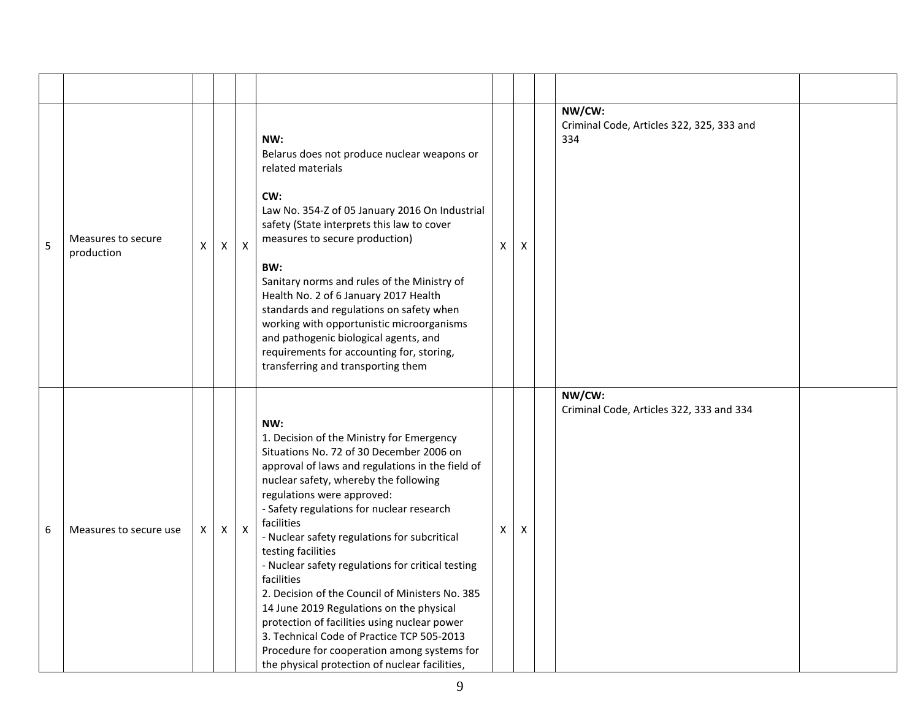| | | | | | | | | | | |
|---|---|---|---|---|---|---|---|---|---|---|
| 5 | Measures to secure production | X | X | X | **NW:**<br>Belarus does not produce nuclear weapons or related materials<br><br>**CW:**<br>Law No. 354-Z of 05 January 2016 On Industrial safety (State interprets this law to cover measures to secure production)<br><br>**BW:**<br>Sanitary norms and rules of the Ministry of Health No. 2 of 6 January 2017 Health standards and regulations on safety when working with opportunistic microorganisms and pathogenic biological agents, and requirements for accounting for, storing, transferring and transporting them | X | X | | **NW/CW:**<br>Criminal Code, Articles 322, 325, 333 and 334 | |
| 6 | Measures to secure use | X | X | X | **NW:**<br>1. Decision of the Ministry for Emergency Situations No. 72 of 30 December 2006 on approval of laws and regulations in the field of nuclear safety, whereby the following regulations were approved:<br>- Safety regulations for nuclear research facilities<br>- Nuclear safety regulations for subcritical testing facilities<br>- Nuclear safety regulations for critical testing facilities<br>2. Decision of the Council of Ministers No. 385 14 June 2019 Regulations on the physical protection of facilities using nuclear power<br>3. Technical Code of Practice TCP 505-2013 Procedure for cooperation among systems for the physical protection of nuclear facilities, | X | X | | **NW/CW:**<br>Criminal Code, Articles 322, 333 and 334 | |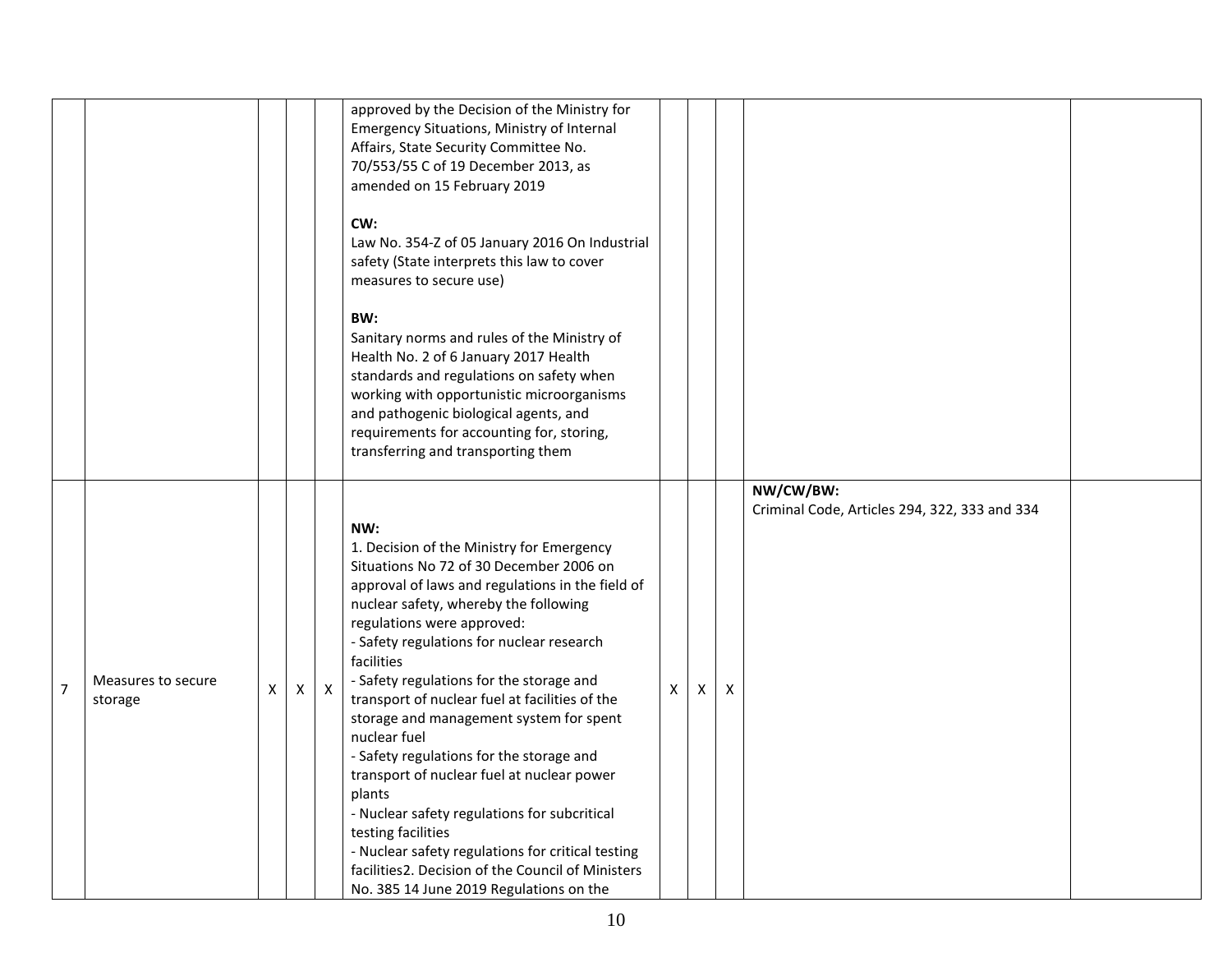| | | | | | | | | | | |
|---|---|---|---|---|---|---|---|---|---|---|
| | | | | | approved by the Decision of the Ministry for Emergency Situations, Ministry of Internal Affairs, State Security Committee No. 70/553/55 C of 19 December 2013, as amended on 15 February 2019<br><br>**CW:**<br>Law No. 354-Z of 05 January 2016 On Industrial safety (State interprets this law to cover measures to secure use)<br><br>**BW:**<br>Sanitary norms and rules of the Ministry of Health No. 2 of 6 January 2017 Health standards and regulations on safety when working with opportunistic microorganisms and pathogenic biological agents, and requirements for accounting for, storing, transferring and transporting them | | | | | |
| 7 | Measures to secure storage | X | X | X | **NW:**<br>1. Decision of the Ministry for Emergency Situations No 72 of 30 December 2006 on approval of laws and regulations in the field of nuclear safety, whereby the following regulations were approved:<br>- Safety regulations for nuclear research facilities<br>- Safety regulations for the storage and transport of nuclear fuel at facilities of the storage and management system for spent nuclear fuel<br>- Safety regulations for the storage and transport of nuclear fuel at nuclear power plants<br>- Nuclear safety regulations for subcritical testing facilities<br>- Nuclear safety regulations for critical testing facilities2. Decision of the Council of Ministers No. 385 14 June 2019 Regulations on the | X | X | X | **NW/CW/BW:**<br>Criminal Code, Articles 294, 322, 333 and 334 | |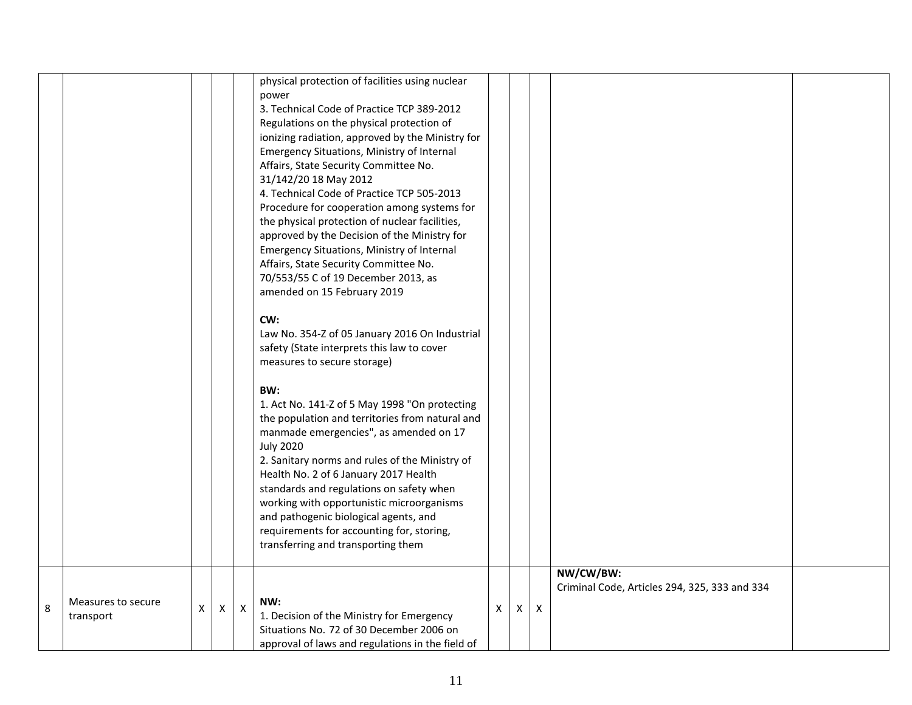| | | | | | | | | | | |
|---|---|---|---|---|---|---|---|---|---|---|
| | | | | | physical protection of facilities using nuclear power<br>3. Technical Code of Practice TCP 389-2012 Regulations on the physical protection of ionizing radiation, approved by the Ministry for Emergency Situations, Ministry of Internal Affairs, State Security Committee No. 31/142/20 18 May 2012<br>4. Technical Code of Practice TCP 505-2013 Procedure for cooperation among systems for the physical protection of nuclear facilities, approved by the Decision of the Ministry for Emergency Situations, Ministry of Internal Affairs, State Security Committee No. 70/553/55 C of 19 December 2013, as amended on 15 February 2019<br><br>**CW:**<br>Law No. 354-Z of 05 January 2016 On Industrial safety (State interprets this law to cover measures to secure storage)<br><br>**BW:**<br>1. Act No. 141-Z of 5 May 1998 "On protecting the population and territories from natural and manmade emergencies", as amended on 17 July 2020<br>2. Sanitary norms and rules of the Ministry of Health No. 2 of 6 January 2017 Health standards and regulations on safety when working with opportunistic microorganisms and pathogenic biological agents, and requirements for accounting for, storing, transferring and transporting them | | | | | |
| 8 | Measures to secure transport | X | X | X | **NW:**<br>1. Decision of the Ministry for Emergency Situations No. 72 of 30 December 2006 on approval of laws and regulations in the field of | X | X | X | **NW/CW/BW:**<br>Criminal Code, Articles 294, 325, 333 and 334 | |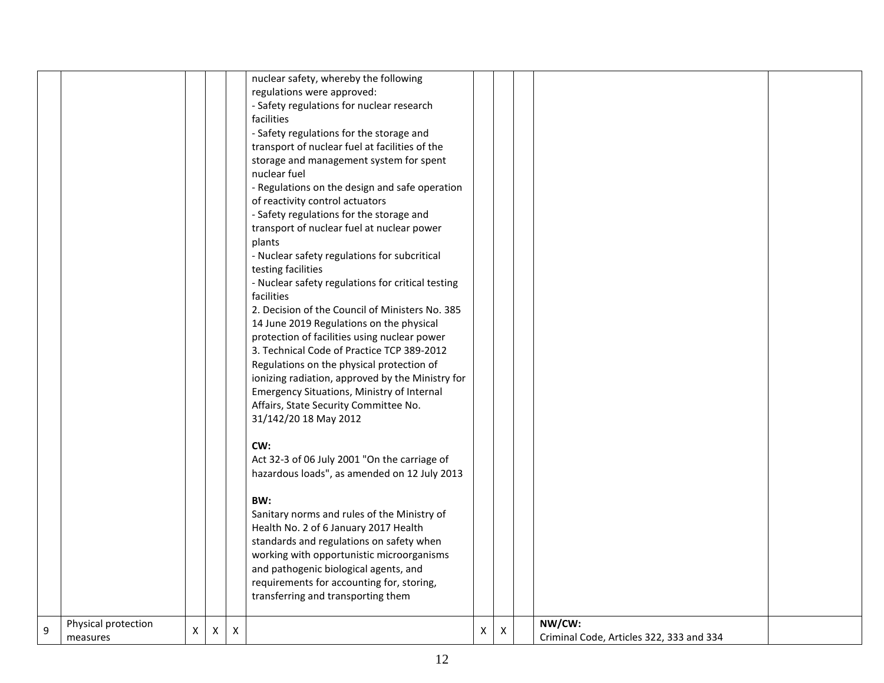| | | | | | | | | | | |
|---|---|---|---|---|---|---|---|---|---|---|
| | | | | | nuclear safety, whereby the following regulations were approved:<br>- Safety regulations for nuclear research facilities<br>- Safety regulations for the storage and transport of nuclear fuel at facilities of the storage and management system for spent nuclear fuel<br>- Regulations on the design and safe operation of reactivity control actuators<br>- Safety regulations for the storage and transport of nuclear fuel at nuclear power plants<br>- Nuclear safety regulations for subcritical testing facilities<br>- Nuclear safety regulations for critical testing facilities<br>2. Decision of the Council of Ministers No. 385 14 June 2019 Regulations on the physical protection of facilities using nuclear power<br>3. Technical Code of Practice TCP 389-2012 Regulations on the physical protection of ionizing radiation, approved by the Ministry for Emergency Situations, Ministry of Internal Affairs, State Security Committee No. 31/142/20 18 May 2012<br><br>**CW:**<br>Act 32-3 of 06 July 2001 "On the carriage of hazardous loads", as amended on 12 July 2013<br><br>**BW:**<br>Sanitary norms and rules of the Ministry of Health No. 2 of 6 January 2017 Health standards and regulations on safety when working with opportunistic microorganisms and pathogenic biological agents, and requirements for accounting for, storing, transferring and transporting them | | | | | |
| 9 | Physical protection measures | X | X | X | | X | X | | **NW/CW:**<br>Criminal Code, Articles 322, 333 and 334 | |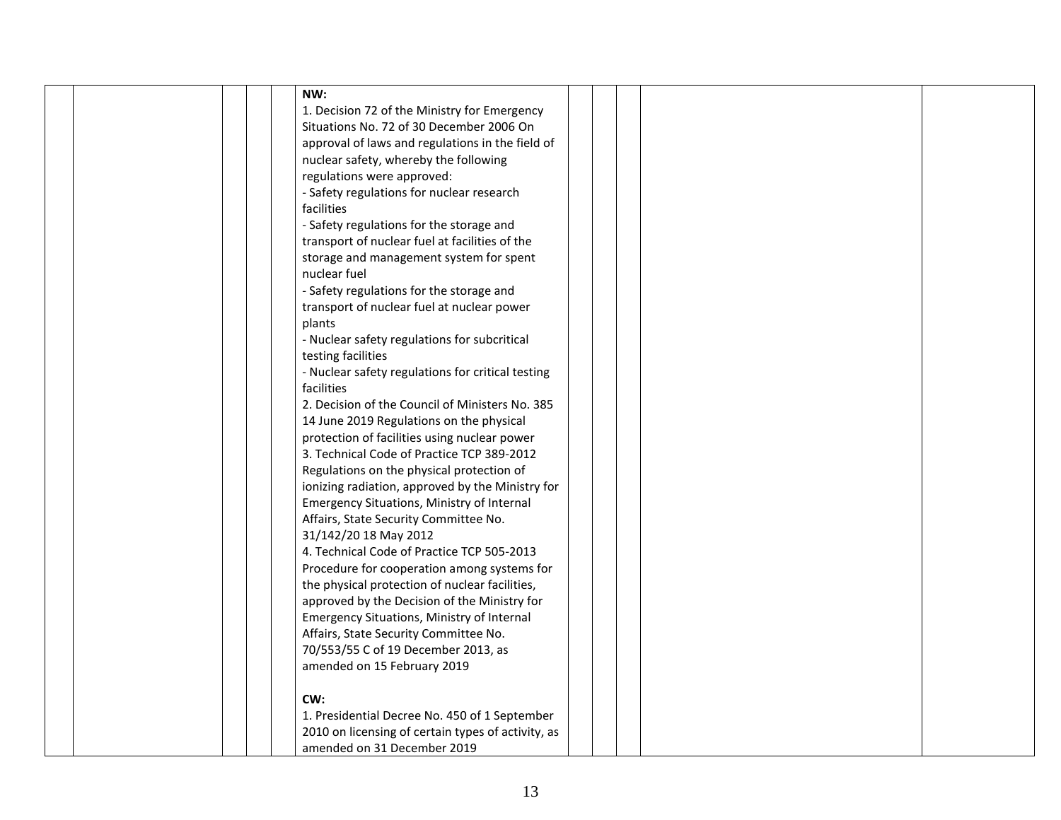| | | | | | | | | | |
|---|---|---|---|---|---|---|---|---|---|
| | | | | **NW:**<br>1. Decision 72 of the Ministry for Emergency Situations No. 72 of 30 December 2006 On approval of laws and regulations in the field of nuclear safety, whereby the following regulations were approved:<br>- Safety regulations for nuclear research facilities<br>- Safety regulations for the storage and transport of nuclear fuel at facilities of the storage and management system for spent nuclear fuel<br>- Safety regulations for the storage and transport of nuclear fuel at nuclear power plants<br>- Nuclear safety regulations for subcritical testing facilities<br>- Nuclear safety regulations for critical testing facilities<br>2. Decision of the Council of Ministers No. 385 14 June 2019 Regulations on the physical protection of facilities using nuclear power<br>3. Technical Code of Practice TCP 389-2012 Regulations on the physical protection of ionizing radiation, approved by the Ministry for Emergency Situations, Ministry of Internal Affairs, State Security Committee No. 31/142/20 18 May 2012<br>4. Technical Code of Practice TCP 505-2013 Procedure for cooperation among systems for the physical protection of nuclear facilities, approved by the Decision of the Ministry for Emergency Situations, Ministry of Internal Affairs, State Security Committee No. 70/553/55 C of 19 December 2013, as amended on 15 February 2019<br><br>**CW:**<br>1. Presidential Decree No. 450 of 1 September 2010 on licensing of certain types of activity, as amended on 31 December 2019 | | | | | |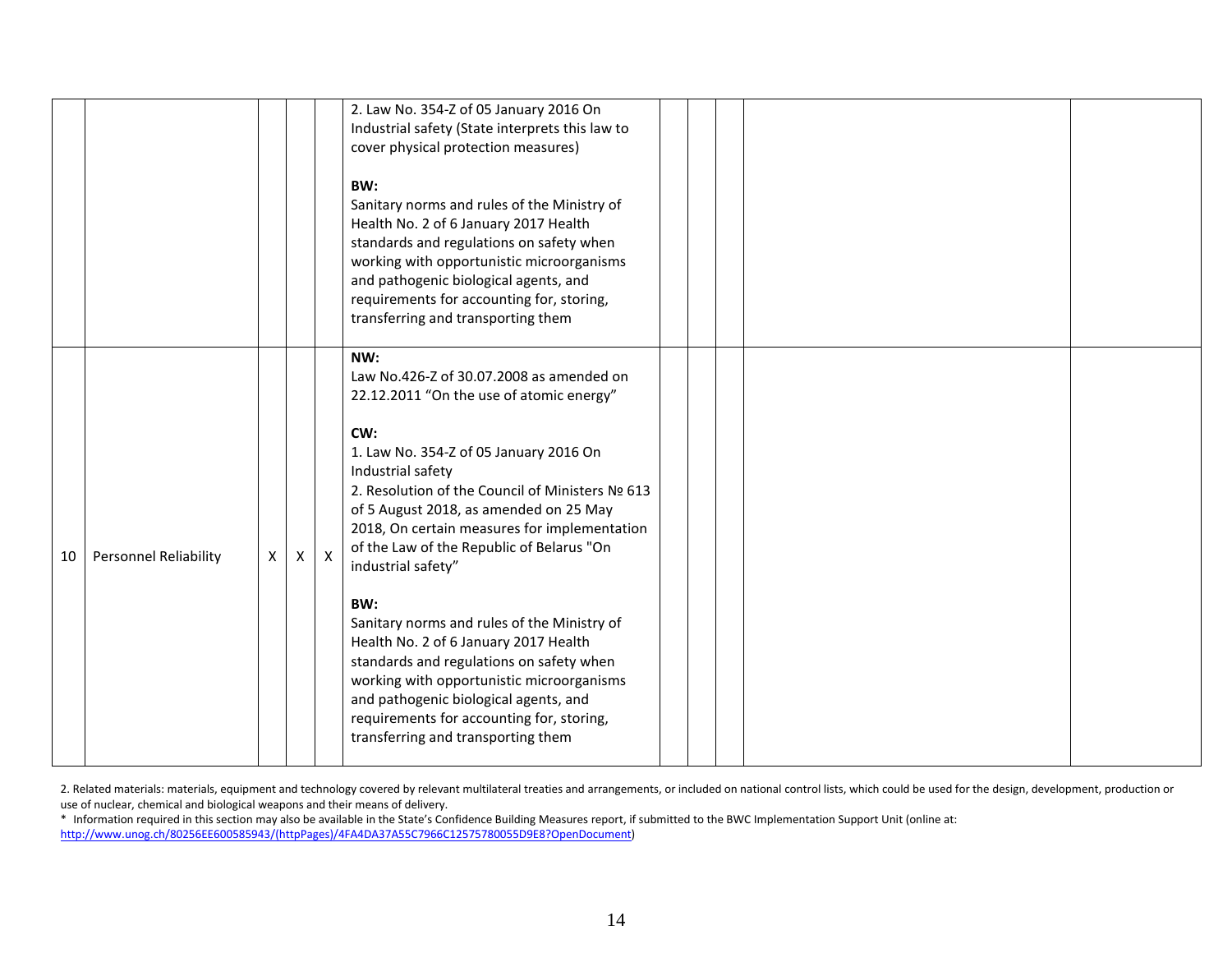| | | | | | | | | | | |
|---|---|---|---|---|---|---|---|---|---|---|
| | | | | | 2. Law No. 354-Z of 05 January 2016 On Industrial safety (State interprets this law to cover physical protection measures)<br><br>**BW:**<br>Sanitary norms and rules of the Ministry of Health No. 2 of 6 January 2017 Health standards and regulations on safety when working with opportunistic microorganisms and pathogenic biological agents, and requirements for accounting for, storing, transferring and transporting them | | | | | |
| 10 | Personnel Reliability | X | X | X | **NW:**<br>Law No.426-Z of 30.07.2008 as amended on 22.12.2011 "On the use of atomic energy"<br><br>**CW:**<br>1. Law No. 354-Z of 05 January 2016 On Industrial safety<br>2. Resolution of the Council of Ministers № 613 of 5 August 2018, as amended on 25 May 2018, On certain measures for implementation of the Law of the Republic of Belarus "On industrial safety"<br><br>**BW:**<br>Sanitary norms and rules of the Ministry of Health No. 2 of 6 January 2017 Health standards and regulations on safety when working with opportunistic microorganisms and pathogenic biological agents, and requirements for accounting for, storing, transferring and transporting them | | | | | |

2. Related materials: materials, equipment and technology covered by relevant multilateral treaties and arrangements, or included on national control lists, which could be used for the design, development, production or use of nuclear, chemical and biological weapons and their means of delivery.

\* Information required in this section may also be available in the State's Confidence Building Measures report, if submitted to the BWC Implementation Support Unit (online at: http://www.unog.ch/80256EE600585943/(httpPages)/4FA4DA37A55C7966C12575780055D9E8?OpenDocument)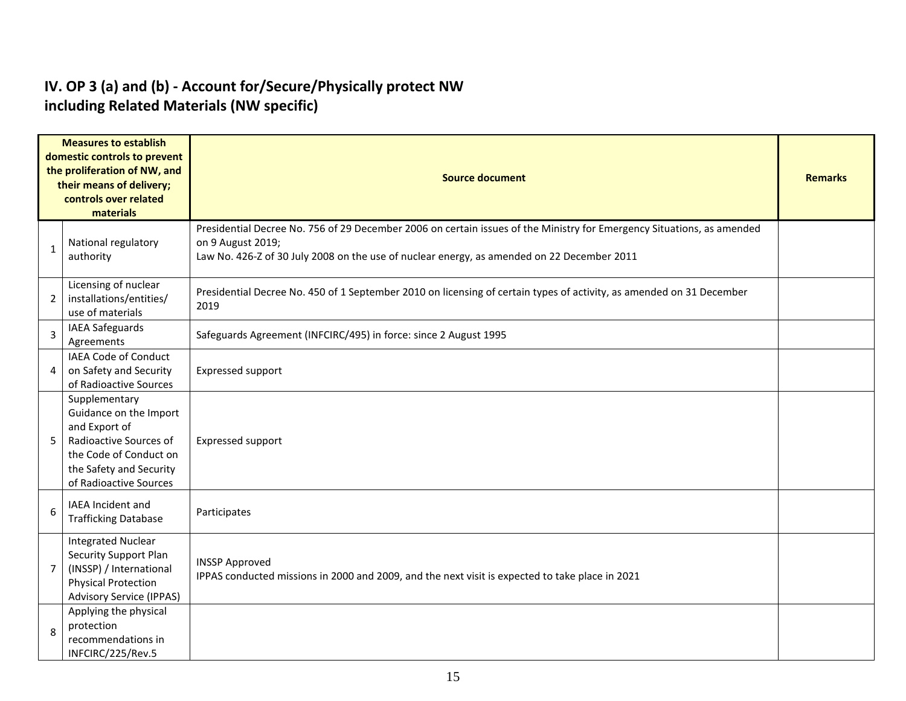## IV. OP 3 (a) and (b) - Account for/Secure/Physically protect NW including Related Materials (NW specific)

| | Measures to establish domestic controls to prevent the proliferation of NW, and their means of delivery; controls over related materials | Source document | Remarks |
|---|---|---|---|
| 1 | National regulatory authority | Presidential Decree No. 756 of 29 December 2006 on certain issues of the Ministry for Emergency Situations, as amended on 9 August 2019;<br>Law No. 426-Z of 30 July 2008 on the use of nuclear energy, as amended on 22 December 2011 | |
| 2 | Licensing of nuclear installations/entities/ use of materials | Presidential Decree No. 450 of 1 September 2010 on licensing of certain types of activity, as amended on 31 December 2019 | |
| 3 | IAEA Safeguards Agreements | Safeguards Agreement (INFCIRC/495) in force: since 2 August 1995 | |
| 4 | IAEA Code of Conduct on Safety and Security of Radioactive Sources | Expressed support | |
| 5 | Supplementary Guidance on the Import and Export of Radioactive Sources of the Code of Conduct on the Safety and Security of Radioactive Sources | Expressed support | |
| 6 | IAEA Incident and Trafficking Database | Participates | |
| 7 | Integrated Nuclear Security Support Plan (INSSP) / International Physical Protection Advisory Service (IPPAS) | INSSP Approved<br>IPPAS conducted missions in 2000 and 2009, and the next visit is expected to take place in 2021 | |
| 8 | Applying the physical protection recommendations in INFCIRC/225/Rev.5 | | |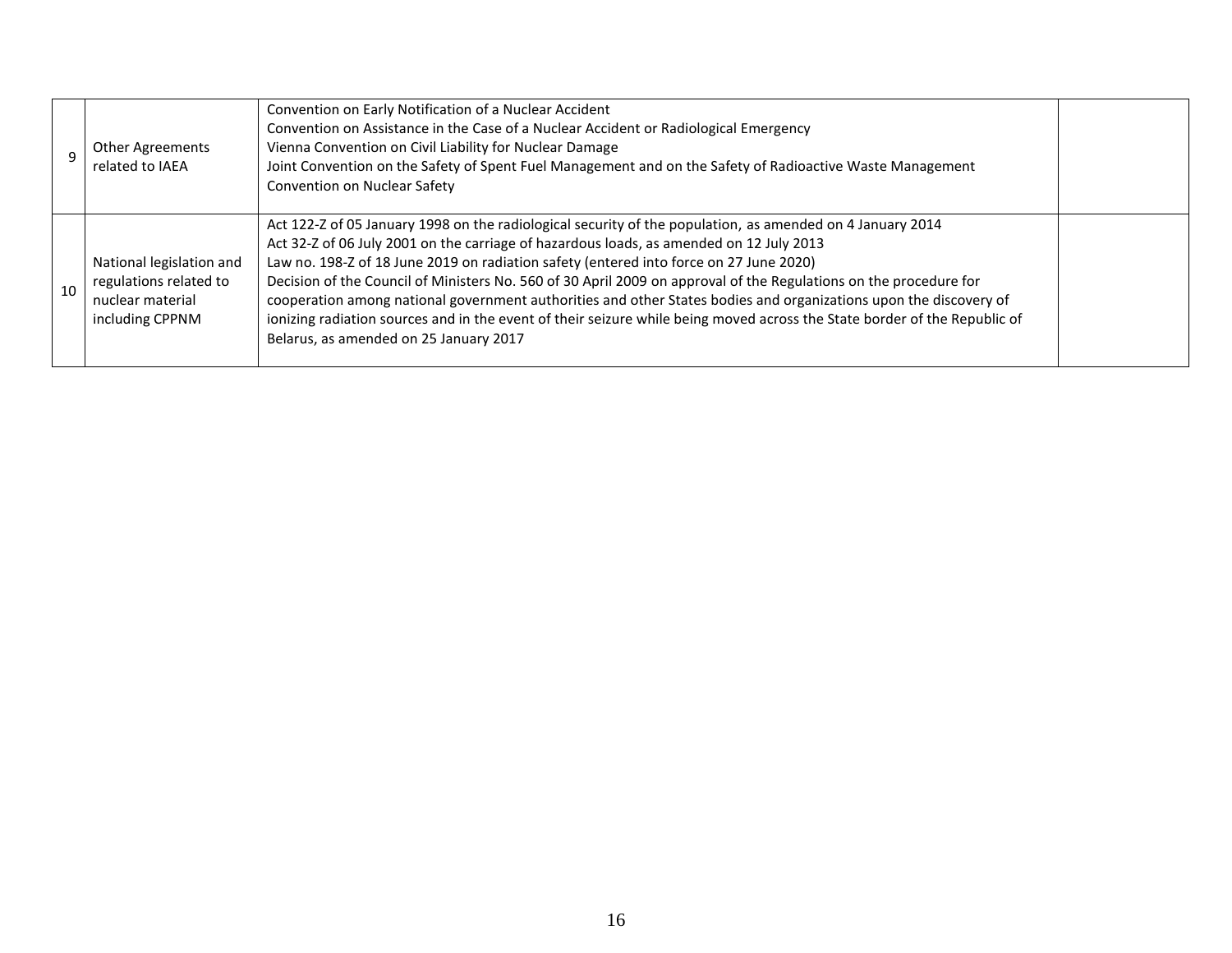| | | | |
|---|---|---|---|
| 9 | Other Agreements related to IAEA | Convention on Early Notification of a Nuclear Accident<br>Convention on Assistance in the Case of a Nuclear Accident or Radiological Emergency<br>Vienna Convention on Civil Liability for Nuclear Damage<br>Joint Convention on the Safety of Spent Fuel Management and on the Safety of Radioactive Waste Management<br>Convention on Nuclear Safety | |
| 10 | National legislation and regulations related to nuclear material including CPPNM | Act 122-Z of 05 January 1998 on the radiological security of the population, as amended on 4 January 2014<br>Act 32-Z of 06 July 2001 on the carriage of hazardous loads, as amended on 12 July 2013<br>Law no. 198-Z of 18 June 2019 on radiation safety (entered into force on 27 June 2020)<br>Decision of the Council of Ministers No. 560 of 30 April 2009 on approval of the Regulations on the procedure for cooperation among national government authorities and other States bodies and organizations upon the discovery of ionizing radiation sources and in the event of their seizure while being moved across the State border of the Republic of Belarus, as amended on 25 January 2017 | |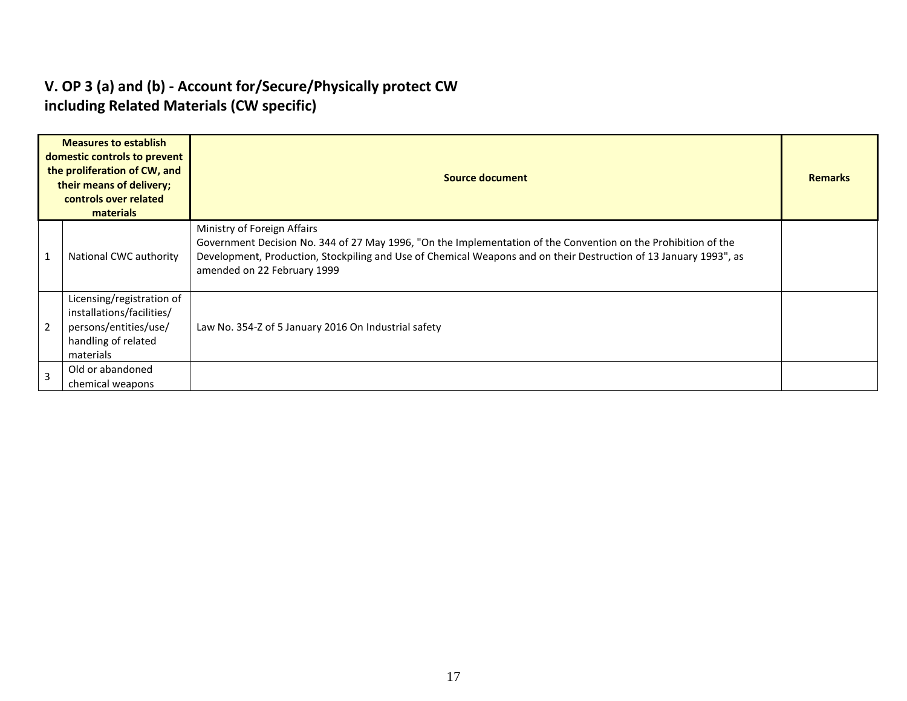## V. OP 3 (a) and (b) - Account for/Secure/Physically protect CW including Related Materials (CW specific)

| Measures to establish domestic controls to prevent the proliferation of CW, and their means of delivery; controls over related materials | | Source document | Remarks |
|---|---|---|---|
| 1 | National CWC authority | Ministry of Foreign Affairs<br>Government Decision No. 344 of 27 May 1996, "On the Implementation of the Convention on the Prohibition of the Development, Production, Stockpiling and Use of Chemical Weapons and on their Destruction of 13 January 1993", as amended on 22 February 1999 | |
| 2 | Licensing/registration of installations/facilities/ persons/entities/use/ handling of related materials | Law No. 354-Z of 5 January 2016 On Industrial safety | |
| 3 | Old or abandoned chemical weapons | | |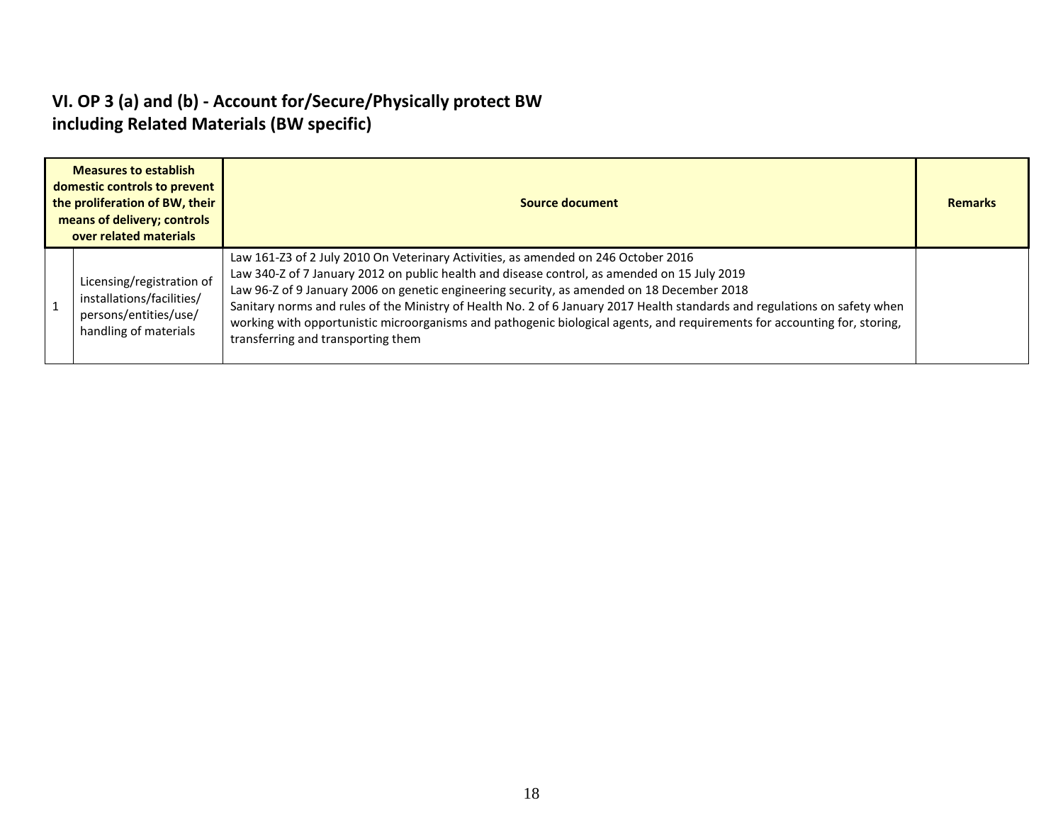## VI. OP 3 (a) and (b) - Account for/Secure/Physically protect BW including Related Materials (BW specific)

| Measures to establish domestic controls to prevent the proliferation of BW, their means of delivery; controls over related materials | | Source document | Remarks |
|---|---|---|---|
| 1 | Licensing/registration of installations/facilities/ persons/entities/use/ handling of materials | Law 161-Z3 of 2 July 2010 On Veterinary Activities, as amended on 246 October 2016<br>Law 340-Z of 7 January 2012 on public health and disease control, as amended on 15 July 2019<br>Law 96-Z of 9 January 2006 on genetic engineering security, as amended on 18 December 2018<br>Sanitary norms and rules of the Ministry of Health No. 2 of 6 January 2017 Health standards and regulations on safety when working with opportunistic microorganisms and pathogenic biological agents, and requirements for accounting for, storing, transferring and transporting them | |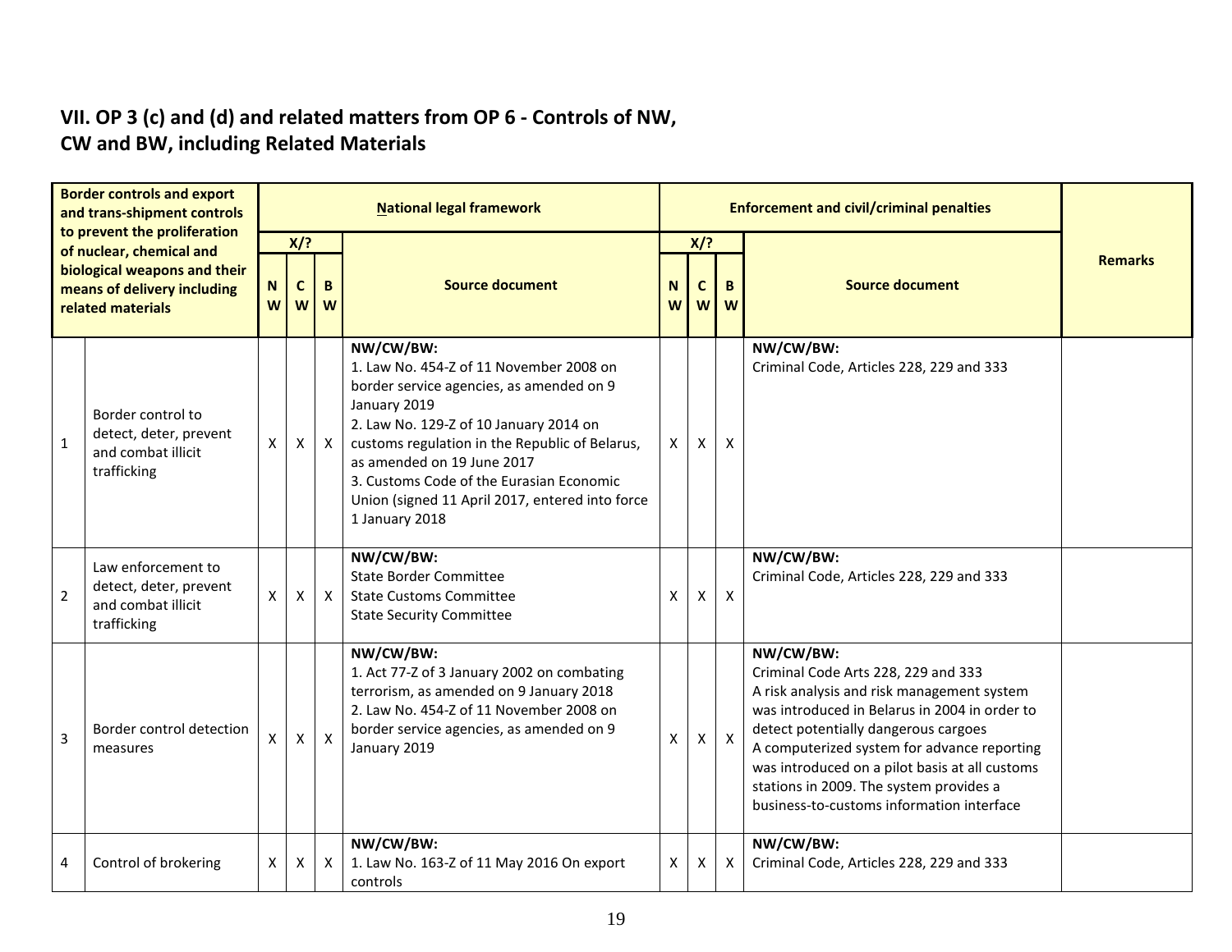## VII. OP 3 (c) and (d) and related matters from OP 6 - Controls of NW, CW and BW, including Related Materials

| Border controls and export and trans-shipment controls to prevent the proliferation of nuclear, chemical and biological weapons and their means of delivery including related materials | | National legal framework | | | | Enforcement and civil/criminal penalties | | | | Remarks |
|---|---|---|---|---|---|---|---|---|---|---|
| | | X/? | | | Source document | X/? | | | Source document | |
| | | NW | CW | BW | | NW | CW | BW | | |
| 1 | Border control to detect, deter, prevent and combat illicit trafficking | X | X | X | **NW/CW/BW:**<br>1. Law No. 454-Z of 11 November 2008 on border service agencies, as amended on 9 January 2019<br>2. Law No. 129-Z of 10 January 2014 on customs regulation in the Republic of Belarus, as amended on 19 June 2017<br>3. Customs Code of the Eurasian Economic Union (signed 11 April 2017, entered into force 1 January 2018 | X | X | X | **NW/CW/BW:**<br>Criminal Code, Articles 228, 229 and 333 | |
| 2 | Law enforcement to detect, deter, prevent and combat illicit trafficking | X | X | X | **NW/CW/BW:**<br>State Border Committee<br>State Customs Committee<br>State Security Committee | X | X | X | **NW/CW/BW:**<br>Criminal Code, Articles 228, 229 and 333 | |
| 3 | Border control detection measures | X | X | X | **NW/CW/BW:**<br>1. Act 77-Z of 3 January 2002 on combating terrorism, as amended on 9 January 2018<br>2. Law No. 454-Z of 11 November 2008 on border service agencies, as amended on 9 January 2019 | X | X | X | **NW/CW/BW:**<br>Criminal Code Arts 228, 229 and 333<br>A risk analysis and risk management system was introduced in Belarus in 2004 in order to detect potentially dangerous cargoes<br>A computerized system for advance reporting was introduced on a pilot basis at all customs stations in 2009. The system provides a business-to-customs information interface | |
| 4 | Control of brokering | X | X | X | **NW/CW/BW:**<br>1. Law No. 163-Z of 11 May 2016 On export controls | X | X | X | **NW/CW/BW:**<br>Criminal Code, Articles 228, 229 and 333 | |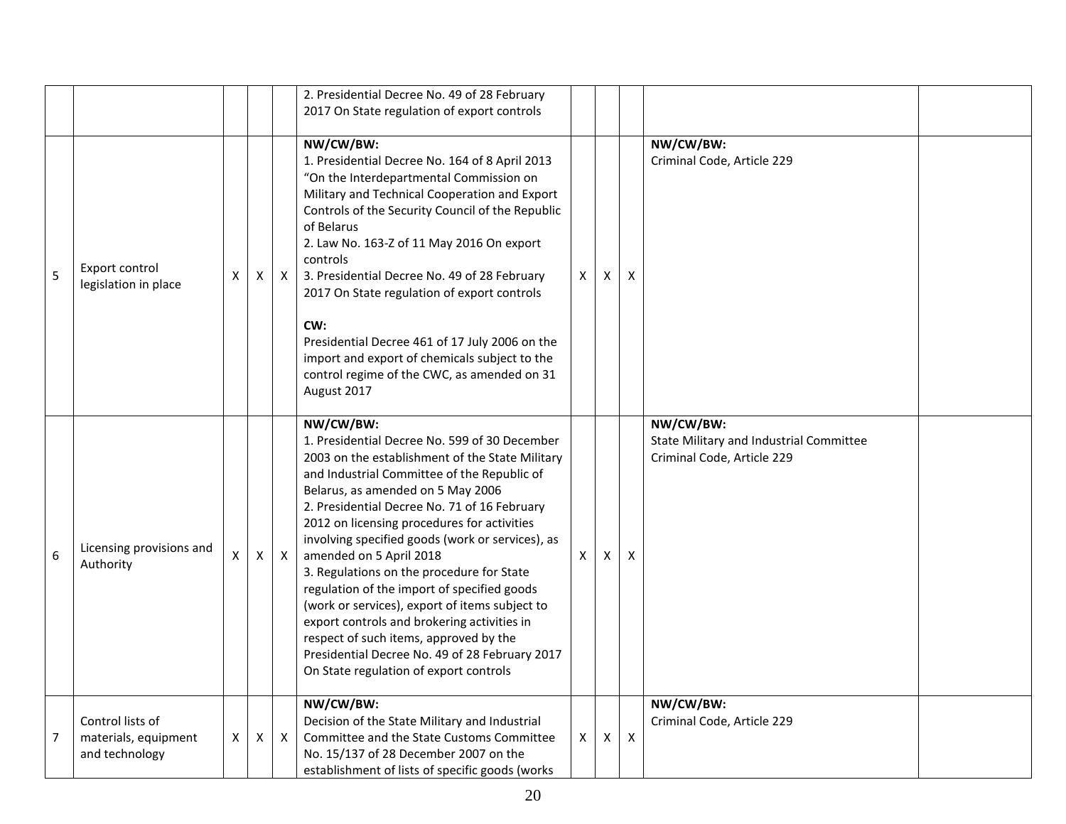| | | | | | | | | | | |
|---|---|---|---|---|---|---|---|---|---|---|
| | | | | | 2. Presidential Decree No. 49 of 28 February 2017 On State regulation of export controls | | | | | |
| 5 | Export control legislation in place | X | X | X | **NW/CW/BW:**<br>1. Presidential Decree No. 164 of 8 April 2013 "On the Interdepartmental Commission on Military and Technical Cooperation and Export Controls of the Security Council of the Republic of Belarus<br>2. Law No. 163-Z of 11 May 2016 On export controls<br>3. Presidential Decree No. 49 of 28 February 2017 On State regulation of export controls<br><br>**CW:**<br>Presidential Decree 461 of 17 July 2006 on the import and export of chemicals subject to the control regime of the CWC, as amended on 31 August 2017 | X | X | X | **NW/CW/BW:**<br>Criminal Code, Article 229 | |
| 6 | Licensing provisions and Authority | X | X | X | **NW/CW/BW:**<br>1. Presidential Decree No. 599 of 30 December 2003 on the establishment of the State Military and Industrial Committee of the Republic of Belarus, as amended on 5 May 2006<br>2. Presidential Decree No. 71 of 16 February 2012 on licensing procedures for activities involving specified goods (work or services), as amended on 5 April 2018<br>3. Regulations on the procedure for State regulation of the import of specified goods (work or services), export of items subject to export controls and brokering activities in respect of such items, approved by the Presidential Decree No. 49 of 28 February 2017 On State regulation of export controls | X | X | X | **NW/CW/BW:**<br>State Military and Industrial Committee<br>Criminal Code, Article 229 | |
| 7 | Control lists of materials, equipment and technology | X | X | X | **NW/CW/BW:**<br>Decision of the State Military and Industrial Committee and the State Customs Committee No. 15/137 of 28 December 2007 on the establishment of lists of specific goods (works | X | X | X | **NW/CW/BW:**<br>Criminal Code, Article 229 | |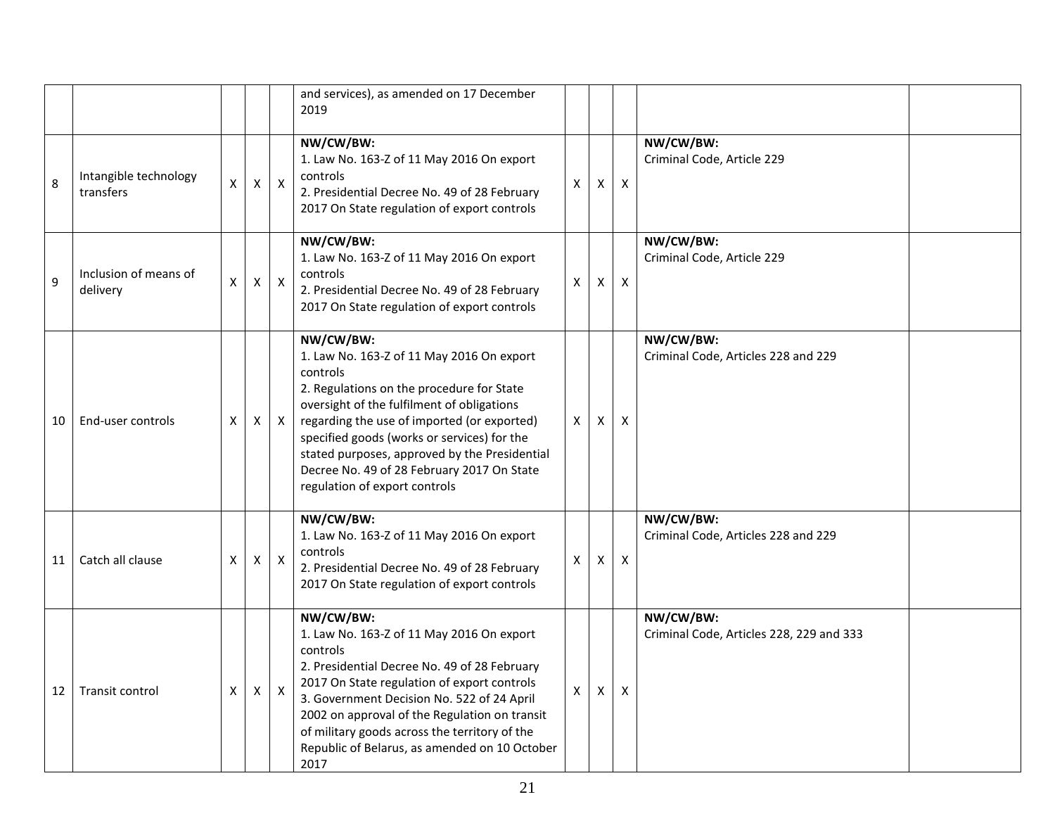| | | | | | | | | | | |
|---|---|---|---|---|---|---|---|---|---|---|
| | | | | | and services), as amended on 17 December 2019 | | | | | |
| 8 | Intangible technology transfers | X | X | X | **NW/CW/BW:**<br>1. Law No. 163-Z of 11 May 2016 On export controls<br>2. Presidential Decree No. 49 of 28 February 2017 On State regulation of export controls | X | X | X | **NW/CW/BW:**<br>Criminal Code, Article 229 | |
| 9 | Inclusion of means of delivery | X | X | X | **NW/CW/BW:**<br>1. Law No. 163-Z of 11 May 2016 On export controls<br>2. Presidential Decree No. 49 of 28 February 2017 On State regulation of export controls | X | X | X | **NW/CW/BW:**<br>Criminal Code, Article 229 | |
| 10 | End-user controls | X | X | X | **NW/CW/BW:**<br>1. Law No. 163-Z of 11 May 2016 On export controls<br>2. Regulations on the procedure for State oversight of the fulfilment of obligations regarding the use of imported (or exported) specified goods (works or services) for the stated purposes, approved by the Presidential Decree No. 49 of 28 February 2017 On State regulation of export controls | X | X | X | **NW/CW/BW:**<br>Criminal Code, Articles 228 and 229 | |
| 11 | Catch all clause | X | X | X | **NW/CW/BW:**<br>1. Law No. 163-Z of 11 May 2016 On export controls<br>2. Presidential Decree No. 49 of 28 February 2017 On State regulation of export controls | X | X | X | **NW/CW/BW:**<br>Criminal Code, Articles 228 and 229 | |
| 12 | Transit control | X | X | X | **NW/CW/BW:**<br>1. Law No. 163-Z of 11 May 2016 On export controls<br>2. Presidential Decree No. 49 of 28 February 2017 On State regulation of export controls<br>3. Government Decision No. 522 of 24 April 2002 on approval of the Regulation on transit of military goods across the territory of the Republic of Belarus, as amended on 10 October 2017 | X | X | X | **NW/CW/BW:**<br>Criminal Code, Articles 228, 229 and 333 | |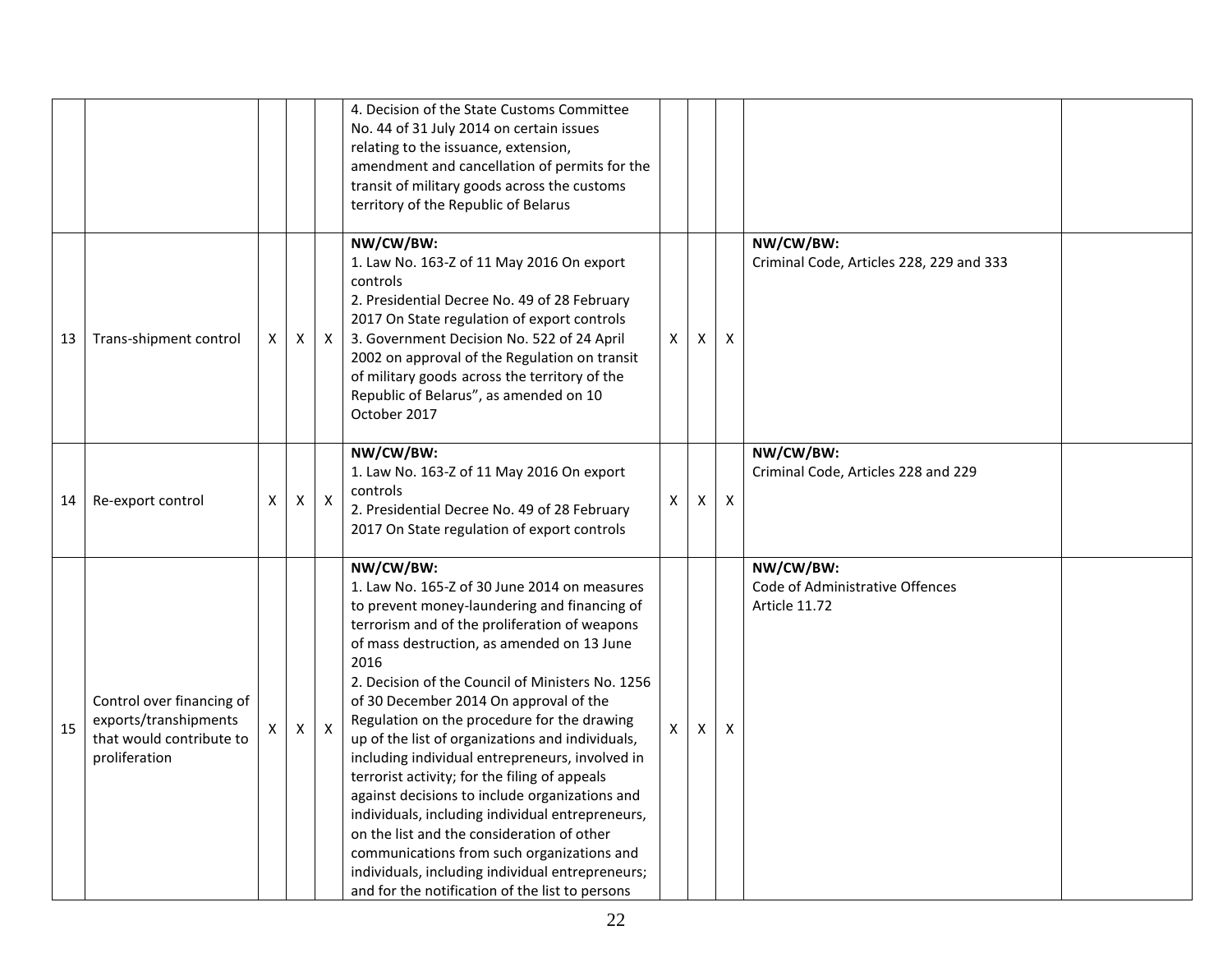| | | | | | | | | | | |
|---|---|---|---|---|---|---|---|---|---|---|
| | | | | | 4. Decision of the State Customs Committee No. 44 of 31 July 2014 on certain issues relating to the issuance, extension, amendment and cancellation of permits for the transit of military goods across the customs territory of the Republic of Belarus | | | | | |
| 13 | Trans-shipment control | X | X | X | **NW/CW/BW:**<br>1. Law No. 163-Z of 11 May 2016 On export controls<br>2. Presidential Decree No. 49 of 28 February 2017 On State regulation of export controls<br>3. Government Decision No. 522 of 24 April 2002 on approval of the Regulation on transit of military goods across the territory of the Republic of Belarus", as amended on 10 October 2017 | X | X | X | **NW/CW/BW:**<br>Criminal Code, Articles 228, 229 and 333 | |
| 14 | Re-export control | X | X | X | **NW/CW/BW:**<br>1. Law No. 163-Z of 11 May 2016 On export controls<br>2. Presidential Decree No. 49 of 28 February 2017 On State regulation of export controls | X | X | X | **NW/CW/BW:**<br>Criminal Code, Articles 228 and 229 | |
| 15 | Control over financing of exports/transhipments that would contribute to proliferation | X | X | X | **NW/CW/BW:**<br>1. Law No. 165-Z of 30 June 2014 on measures to prevent money-laundering and financing of terrorism and of the proliferation of weapons of mass destruction, as amended on 13 June 2016<br>2. Decision of the Council of Ministers No. 1256 of 30 December 2014 On approval of the Regulation on the procedure for the drawing up of the list of organizations and individuals, including individual entrepreneurs, involved in terrorist activity; for the filing of appeals against decisions to include organizations and individuals, including individual entrepreneurs, on the list and the consideration of other communications from such organizations and individuals, including individual entrepreneurs; and for the notification of the list to persons | X | X | X | **NW/CW/BW:**<br>Code of Administrative Offences<br>Article 11.72 | |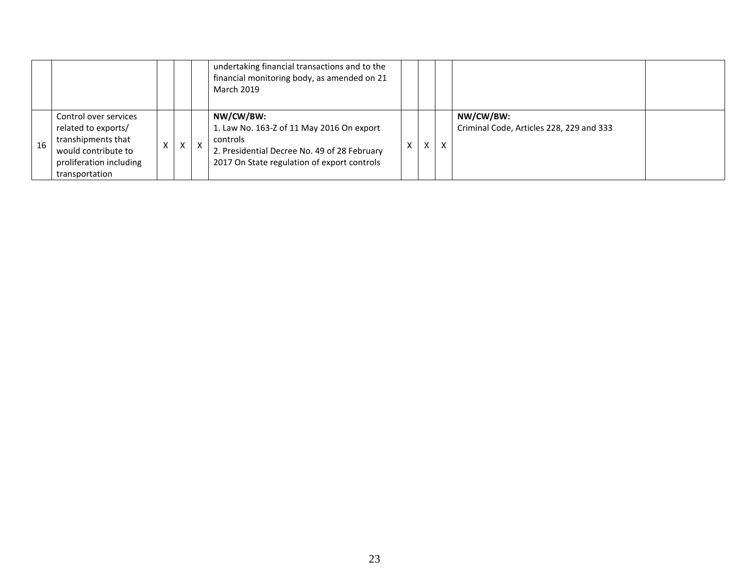|  |  |  |  |  |  |  |  |  |  |  |
|---|---|---|---|---|---|---|---|---|---|---|
|  |  |  |  |  | undertaking financial transactions and to the financial monitoring body, as amended on 21 March 2019 |  |  |  |  |  |
| 16 | Control over services related to exports/ transhipments that would contribute to proliferation including transportation | X | X | X | **NW/CW/BW:**<br>1. Law No. 163-Z of 11 May 2016 On export controls<br>2. Presidential Decree No. 49 of 28 February 2017 On State regulation of export controls | X | X | X | **NW/CW/BW:**<br>Criminal Code, Articles 228, 229 and 333 |  |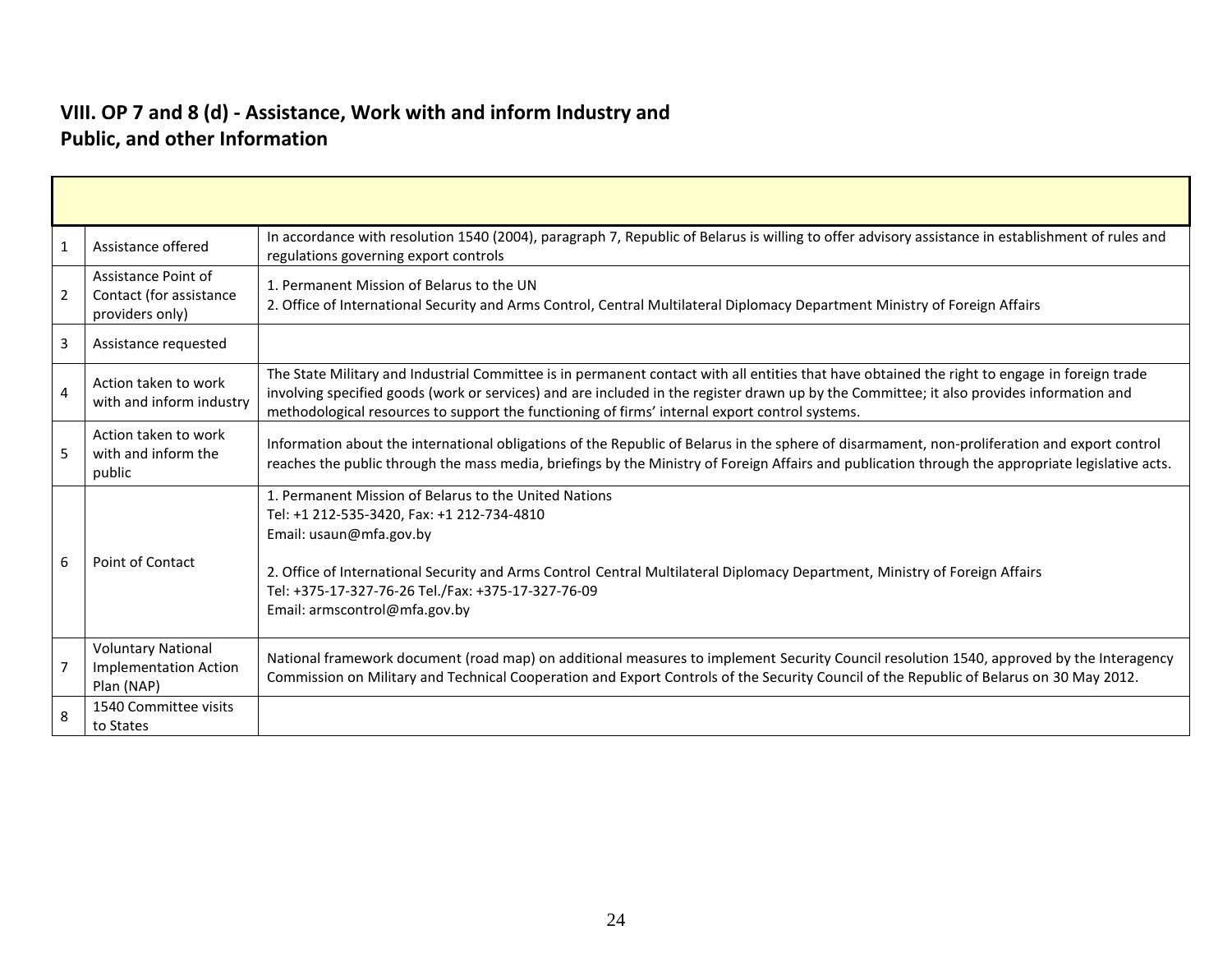## VIII. OP 7 and 8 (d) - Assistance, Work with and inform Industry and Public, and other Information

| | | |
|---|---|---|
| 1 | Assistance offered | In accordance with resolution 1540 (2004), paragraph 7, Republic of Belarus is willing to offer advisory assistance in establishment of rules and regulations governing export controls |
| 2 | Assistance Point of Contact (for assistance providers only) | 1. Permanent Mission of Belarus to the UN<br>2. Office of International Security and Arms Control, Central Multilateral Diplomacy Department Ministry of Foreign Affairs |
| 3 | Assistance requested | |
| 4 | Action taken to work with and inform industry | The State Military and Industrial Committee is in permanent contact with all entities that have obtained the right to engage in foreign trade involving specified goods (work or services) and are included in the register drawn up by the Committee; it also provides information and methodological resources to support the functioning of firms' internal export control systems. |
| 5 | Action taken to work with and inform the public | Information about the international obligations of the Republic of Belarus in the sphere of disarmament, non-proliferation and export control reaches the public through the mass media, briefings by the Ministry of Foreign Affairs and publication through the appropriate legislative acts. |
| 6 | Point of Contact | 1. Permanent Mission of Belarus to the United Nations<br>Tel: +1 212-535-3420, Fax: +1 212-734-4810<br>Email: usaun@mfa.gov.by<br><br>2. Office of International Security and Arms Control Central Multilateral Diplomacy Department, Ministry of Foreign Affairs<br>Tel: +375-17-327-76-26 Tel./Fax: +375-17-327-76-09<br>Email: armscontrol@mfa.gov.by |
| 7 | Voluntary National Implementation Action Plan (NAP) | National framework document (road map) on additional measures to implement Security Council resolution 1540, approved by the Interagency Commission on Military and Technical Cooperation and Export Controls of the Security Council of the Republic of Belarus on 30 May 2012. |
| 8 | 1540 Committee visits to States | |